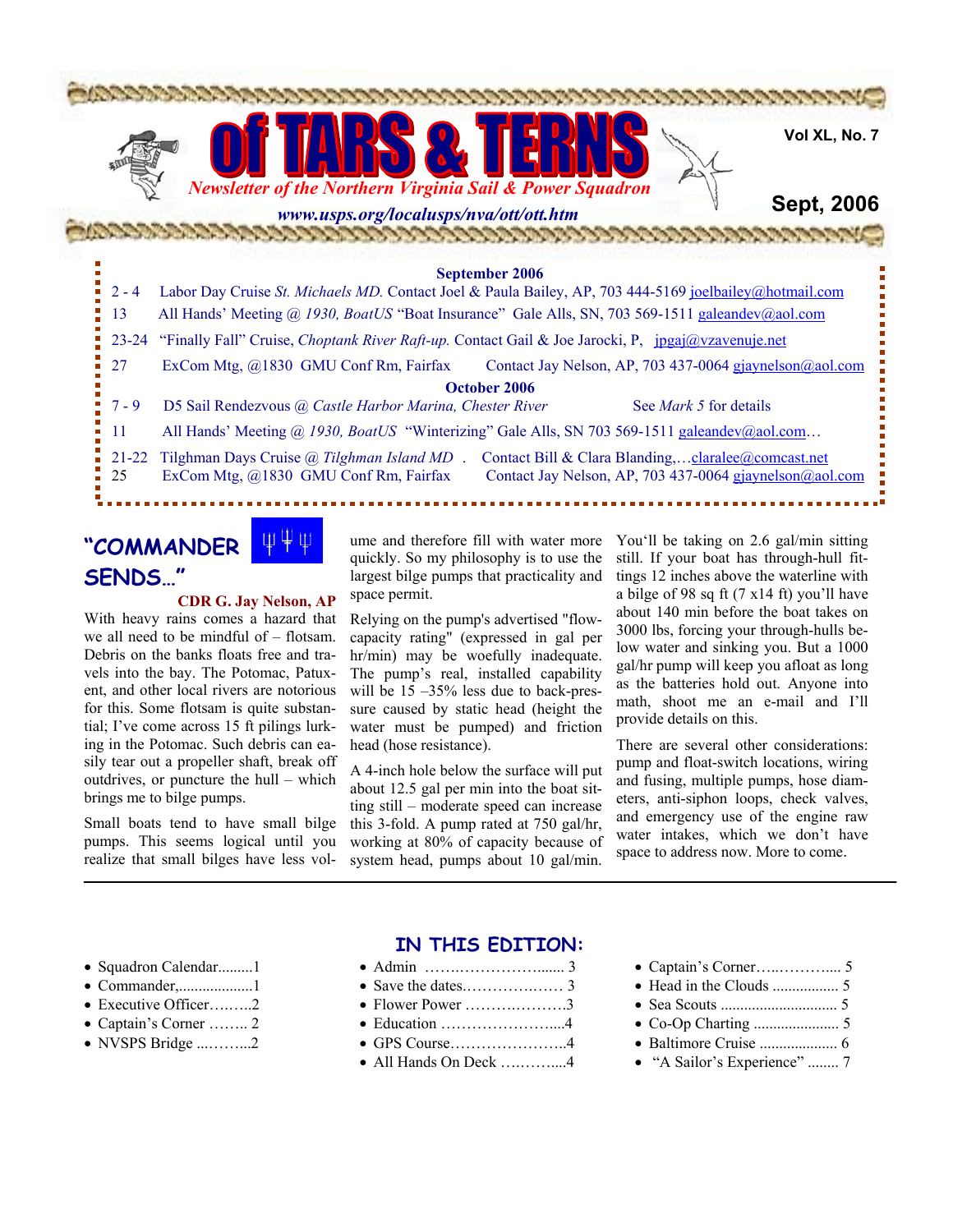# of TARS & TERNS

*Newsletter of the Northern Virginia Sail & Power Squadron*

*www.usps.org/localusps/nva/ott/ott.htm*

**Vol XL, No. 7**

**Sept, 2006**

**September 2006**

| | | |
|---|---|---|
| 2 - 4 | Labor Day Cruise *St. Michaels MD.* Contact Joel & Paula Bailey, AP, 703 444-5169 joelbailey@hotmail.com | |
| 13 | All Hands' Meeting @ *1930, BoatUS* "Boat Insurance" Gale Alls, SN, 703 569-1511 galeandev@aol.com | |
| 23-24 | "Finally Fall" Cruise, *Choptank River Raft-up.* Contact Gail & Joe Jarocki, P, jpgaj@vzavenuje.net | |
| 27 | ExCom Mtg, @1830 GMU Conf Rm, Fairfax | Contact Jay Nelson, AP, 703 437-0064 gjaynelson@aol.com |

**October 2006**

| | | |
|---|---|---|
| 7 - 9 | D5 Sail Rendezvous @ *Castle Harbor Marina, Chester River* | See *Mark 5* for details |
| 11 | All Hands' Meeting @ *1930, BoatUS* "Winterizing" Gale Alls, SN 703 569-1511 galeandev@aol.com… | |
| 21-22 | Tilghman Days Cruise @ *Tilghman Island MD* . | Contact Bill & Clara Blanding,…claralee@comcast.net |
| 25 | ExCom Mtg, @1830 GMU Conf Rm, Fairfax | Contact Jay Nelson, AP, 703 437-0064 gjaynelson@aol.com |

## "COMMANDER SENDS…"

**CDR G. Jay Nelson, AP**

With heavy rains comes a hazard that we all need to be mindful of – flotsam. Debris on the banks floats free and travels into the bay. The Potomac, Patuxent, and other local rivers are notorious for this. Some flotsam is quite substantial; I've come across 15 ft pilings lurking in the Potomac. Such debris can easily tear out a propeller shaft, break off outdrives, or puncture the hull – which brings me to bilge pumps.

Small boats tend to have small bilge pumps. This seems logical until you realize that small bilges have less volume and therefore fill with water more quickly. So my philosophy is to use the largest bilge pumps that practicality and space permit.

Relying on the pump's advertised "flow-capacity rating" (expressed in gal per hr/min) may be woefully inadequate. The pump's real, installed capability will be 15 –35% less due to back-pressure caused by static head (height the water must be pumped) and friction head (hose resistance).

A 4-inch hole below the surface will put about 12.5 gal per min into the boat sitting still – moderate speed can increase this 3-fold. A pump rated at 750 gal/hr, working at 80% of capacity because of system head, pumps about 10 gal/min. You'll be taking on 2.6 gal/min sitting still. If your boat has through-hull fittings 12 inches above the waterline with a bilge of 98 sq ft (7 x14 ft) you'll have about 140 min before the boat takes on 3000 lbs, forcing your through-hulls below water and sinking you. But a 1000 gal/hr pump will keep you afloat as long as the batteries hold out. Anyone into math, shoot me an e-mail and I'll provide details on this.

There are several other considerations: pump and float-switch locations, wiring and fusing, multiple pumps, hose diameters, anti-siphon loops, check valves, and emergency use of the engine raw water intakes, which we don't have space to address now. More to come.

## IN THIS EDITION:

- Squadron Calendar.........1
- Commander,...................1
- Executive Officer……...2
- Captain's Corner …….. 2
- NVSPS Bridge ...……...2
- Admin …….……………....... 3
- Save the dates.………….…… 3
- Flower Power ……….……….3
- Education …………………....4
- GPS Course…………………..4
- All Hands On Deck ………....4
- Captain's Corner…..………... 5
- Head in the Clouds ................ 5
- Sea Scouts .............................. 5
- Co-Op Charting ..................... 5
- Baltimore Cruise .................... 6
- "A Sailor's Experience" ........ 7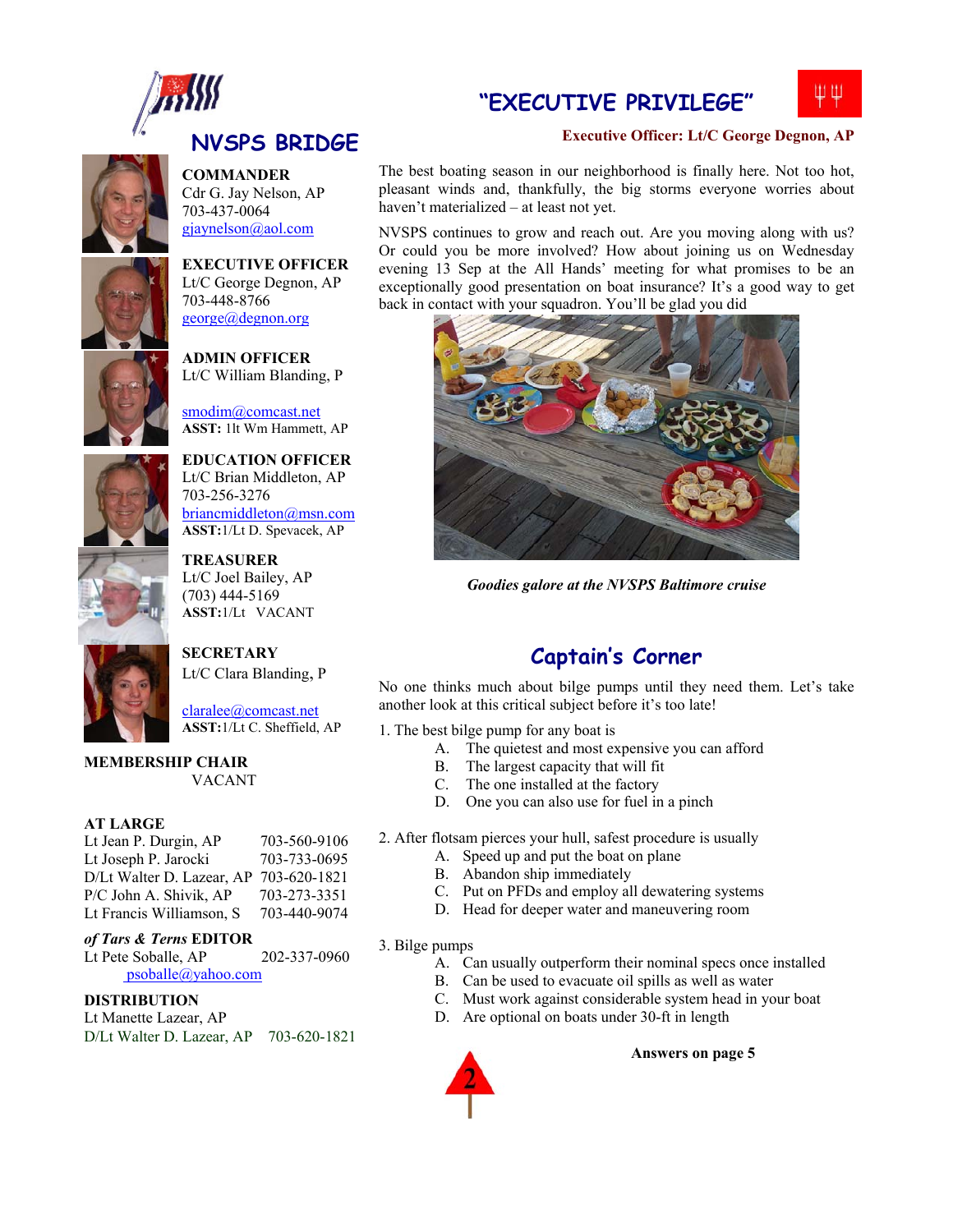## NVSPS BRIDGE

**COMMANDER**
Cdr G. Jay Nelson, AP
703-437-0064
gjaynelson@aol.com

**EXECUTIVE OFFICER**
Lt/C George Degnon, AP
703-448-8766
george@degnon.org

**ADMIN OFFICER**
Lt/C William Blanding, P

smodim@comcast.net
**ASST:** 1lt Wm Hammett, AP

**EDUCATION OFFICER**
Lt/C Brian Middleton, AP
703-256-3276
briancmiddleton@msn.com
**ASST:**1/Lt D. Spevacek, AP

**TREASURER**
Lt/C Joel Bailey, AP
(703) 444-5169
**ASST:**1/Lt VACANT

**SECRETARY**
Lt/C Clara Blanding, P

claralee@comcast.net
**ASST:**1/Lt C. Sheffield, AP

**MEMBERSHIP CHAIR**
VACANT

**AT LARGE**

| | |
|---|---|
| Lt Jean P. Durgin, AP | 703-560-9106 |
| Lt Joseph P. Jarocki | 703-733-0695 |
| D/Lt Walter D. Lazear, AP | 703-620-1821 |
| P/C John A. Shivik, AP | 703-273-3351 |
| Lt Francis Williamson, S | 703-440-9074 |

***of Tars & Terns* EDITOR**
Lt Pete Soballe, AP 202-337-0960
psoballe@yahoo.com

**DISTRIBUTION**
Lt Manette Lazear, AP
D/Lt Walter D. Lazear, AP 703-620-1821

## "EXECUTIVE PRIVILEGE"

**Executive Officer: Lt/C George Degnon, AP**

The best boating season in our neighborhood is finally here. Not too hot, pleasant winds and, thankfully, the big storms everyone worries about haven't materialized – at least not yet.

NVSPS continues to grow and reach out. Are you moving along with us? Or could you be more involved? How about joining us on Wednesday evening 13 Sep at the All Hands' meeting for what promises to be an exceptionally good presentation on boat insurance? It's a good way to get back in contact with your squadron. You'll be glad you did

*Goodies galore at the NVSPS Baltimore cruise*

## Captain's Corner

No one thinks much about bilge pumps until they need them. Let's take another look at this critical subject before it's too late!

1. The best bilge pump for any boat is
   - A. The quietest and most expensive you can afford
   - B. The largest capacity that will fit
   - C. The one installed at the factory
   - D. One you can also use for fuel in a pinch

2. After flotsam pierces your hull, safest procedure is usually
   - A. Speed up and put the boat on plane
   - B. Abandon ship immediately
   - C. Put on PFDs and employ all dewatering systems
   - D. Head for deeper water and maneuvering room

3. Bilge pumps
   - A. Can usually outperform their nominal specs once installed
   - B. Can be used to evacuate oil spills as well as water
   - C. Must work against considerable system head in your boat
   - D. Are optional on boats under 30-ft in length

**Answers on page 5**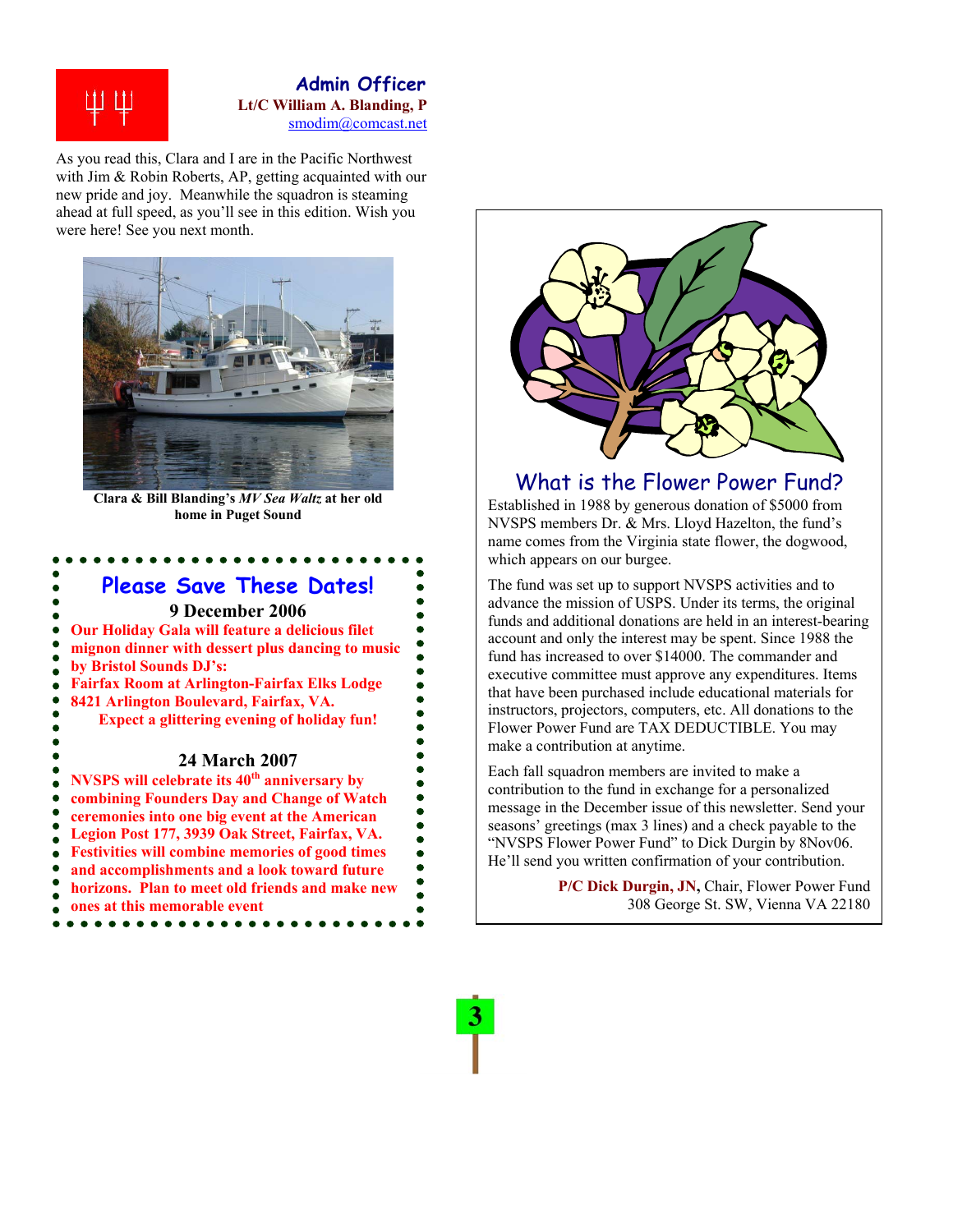## Admin Officer

**Lt/C William A. Blanding, P**
smodim@comcast.net

As you read this, Clara and I are in the Pacific Northwest with Jim & Robin Roberts, AP, getting acquainted with our new pride and joy. Meanwhile the squadron is steaming ahead at full speed, as you'll see in this edition. Wish you were here! See you next month.

**Clara & Bill Blanding's *MV Sea Waltz* at her old home in Puget Sound**

## Please Save These Dates!

**9 December 2006**

**Our Holiday Gala will feature a delicious filet mignon dinner with dessert plus dancing to music by Bristol Sounds DJ's:**
**Fairfax Room at Arlington-Fairfax Elks Lodge**
**8421 Arlington Boulevard, Fairfax, VA.**
**Expect a glittering evening of holiday fun!**

**24 March 2007**

**NVSPS will celebrate its 40th anniversary by combining Founders Day and Change of Watch ceremonies into one big event at the American Legion Post 177, 3939 Oak Street, Fairfax, VA. Festivities will combine memories of good times and accomplishments and a look toward future horizons. Plan to meet old friends and make new ones at this memorable event**

## What is the Flower Power Fund?

Established in 1988 by generous donation of $5000 from NVSPS members Dr. & Mrs. Lloyd Hazelton, the fund's name comes from the Virginia state flower, the dogwood, which appears on our burgee.

The fund was set up to support NVSPS activities and to advance the mission of USPS. Under its terms, the original funds and additional donations are held in an interest-bearing account and only the interest may be spent. Since 1988 the fund has increased to over $14000. The commander and executive committee must approve any expenditures. Items that have been purchased include educational materials for instructors, projectors, computers, etc. All donations to the Flower Power Fund are TAX DEDUCTIBLE. You may make a contribution at anytime.

Each fall squadron members are invited to make a contribution to the fund in exchange for a personalized message in the December issue of this newsletter. Send your seasons' greetings (max 3 lines) and a check payable to the "NVSPS Flower Power Fund" to Dick Durgin by 8Nov06. He'll send you written confirmation of your contribution.

**P/C Dick Durgin, JN,** Chair, Flower Power Fund
308 George St. SW, Vienna VA 22180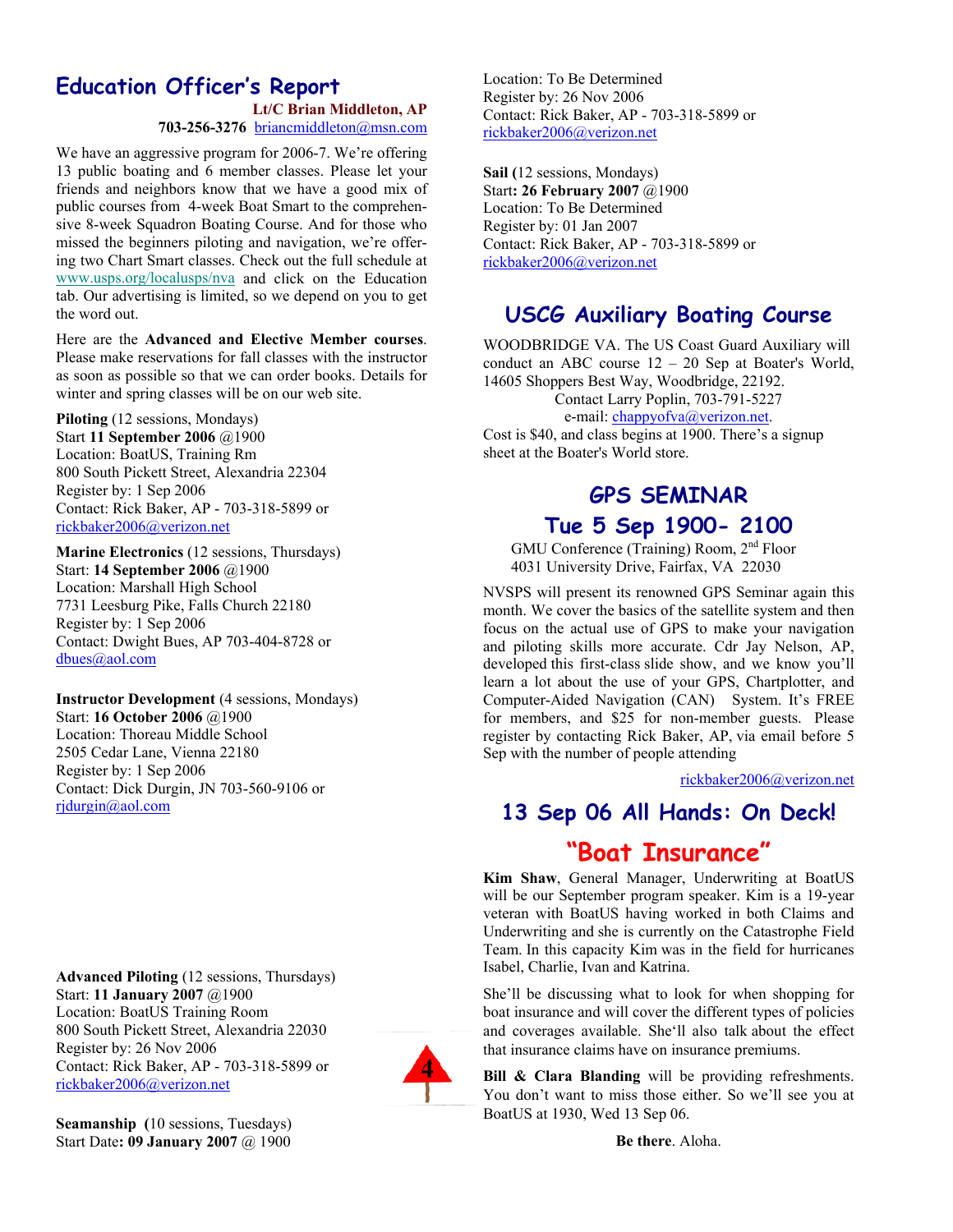## Education Officer's Report

**Lt/C Brian Middleton, AP**
**703-256-3276** briancmiddleton@msn.com

We have an aggressive program for 2006-7. We're offering 13 public boating and 6 member classes. Please let your friends and neighbors know that we have a good mix of public courses from 4-week Boat Smart to the comprehensive 8-week Squadron Boating Course. And for those who missed the beginners piloting and navigation, we're offering two Chart Smart classes. Check out the full schedule at www.usps.org/localusps/nva and click on the Education tab. Our advertising is limited, so we depend on you to get the word out.

Here are the **Advanced and Elective Member courses**. Please make reservations for fall classes with the instructor as soon as possible so that we can order books. Details for winter and spring classes will be on our web site.

**Piloting** (12 sessions, Mondays)
Start **11 September 2006** @1900
Location: BoatUS, Training Rm
800 South Pickett Street, Alexandria 22304
Register by: 1 Sep 2006
Contact: Rick Baker, AP - 703-318-5899 or rickbaker2006@verizon.net

**Marine Electronics** (12 sessions, Thursdays)
Start: **14 September 2006** @1900
Location: Marshall High School
7731 Leesburg Pike, Falls Church 22180
Register by: 1 Sep 2006
Contact: Dwight Bues, AP 703-404-8728 or dbues@aol.com

**Instructor Development** (4 sessions, Mondays)
Start: **16 October 2006** @1900
Location: Thoreau Middle School
2505 Cedar Lane, Vienna 22180
Register by: 1 Sep 2006
Contact: Dick Durgin, JN 703-560-9106 or rjdurgin@aol.com

**Advanced Piloting** (12 sessions, Thursdays)
Start: **11 January 2007** @1900
Location: BoatUS Training Room
800 South Pickett Street, Alexandria 22030
Register by: 26 Nov 2006
Contact: Rick Baker, AP - 703-318-5899 or rickbaker2006@verizon.net

**Seamanship (**10 sessions, Tuesdays)
Start Date**: 09 January 2007** @ 1900
Location: To Be Determined
Register by: 26 Nov 2006
Contact: Rick Baker, AP - 703-318-5899 or rickbaker2006@verizon.net

**Sail (**12 sessions, Mondays)
Start**: 26 February 2007** @1900
Location: To Be Determined
Register by: 01 Jan 2007
Contact: Rick Baker, AP - 703-318-5899 or rickbaker2006@verizon.net

## USCG Auxiliary Boating Course

WOODBRIDGE VA. The US Coast Guard Auxiliary will conduct an ABC course 12 – 20 Sep at Boater's World, 14605 Shoppers Best Way, Woodbridge, 22192.
Contact Larry Poplin, 703-791-5227
e-mail: chappyofva@verizon.net.
Cost is $40, and class begins at 1900. There's a signup sheet at the Boater's World store.

## GPS SEMINAR
## Tue 5 Sep 1900- 2100

GMU Conference (Training) Room, 2nd Floor
4031 University Drive, Fairfax, VA 22030

NVSPS will present its renowned GPS Seminar again this month. We cover the basics of the satellite system and then focus on the actual use of GPS to make your navigation and piloting skills more accurate. Cdr Jay Nelson, AP, developed this first-class slide show, and we know you'll learn a lot about the use of your GPS, Chartplotter, and Computer-Aided Navigation (CAN) System. It's FREE for members, and $25 for non-member guests. Please register by contacting Rick Baker, AP, via email before 5 Sep with the number of people attending

rickbaker2006@verizon.net

## 13 Sep 06 All Hands: On Deck!
## "Boat Insurance"

**Kim Shaw**, General Manager, Underwriting at BoatUS will be our September program speaker. Kim is a 19-year veteran with BoatUS having worked in both Claims and Underwriting and she is currently on the Catastrophe Field Team. In this capacity Kim was in the field for hurricanes Isabel, Charlie, Ivan and Katrina.

She'll be discussing what to look for when shopping for boat insurance and will cover the different types of policies and coverages available. She'll also talk about the effect that insurance claims have on insurance premiums.

**Bill & Clara Blanding** will be providing refreshments. You don't want to miss those either. So we'll see you at BoatUS at 1930, Wed 13 Sep 06.

**Be there**. Aloha.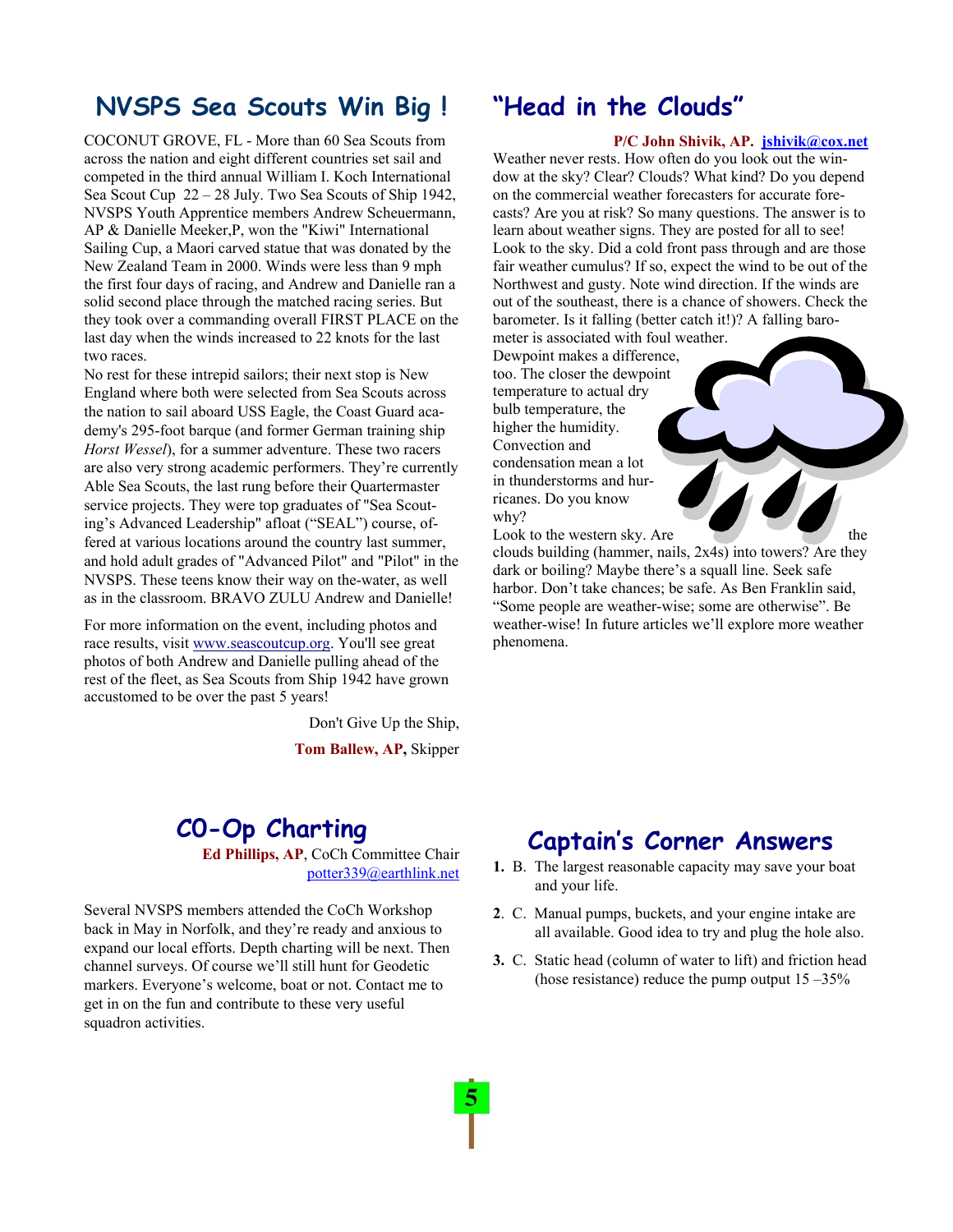## NVSPS Sea Scouts Win Big !

COCONUT GROVE, FL - More than 60 Sea Scouts from across the nation and eight different countries set sail and competed in the third annual William I. Koch International Sea Scout Cup 22 – 28 July. Two Sea Scouts of Ship 1942, NVSPS Youth Apprentice members Andrew Scheuermann, AP & Danielle Meeker,P, won the "Kiwi" International Sailing Cup, a Maori carved statue that was donated by the New Zealand Team in 2000. Winds were less than 9 mph the first four days of racing, and Andrew and Danielle ran a solid second place through the matched racing series. But they took over a commanding overall FIRST PLACE on the last day when the winds increased to 22 knots for the last two races.

No rest for these intrepid sailors; their next stop is New England where both were selected from Sea Scouts across the nation to sail aboard USS Eagle, the Coast Guard academy's 295-foot barque (and former German training ship *Horst Wessel*), for a summer adventure. These two racers are also very strong academic performers. They're currently Able Sea Scouts, the last rung before their Quartermaster service projects. They were top graduates of "Sea Scouting's Advanced Leadership" afloat ("SEAL") course, offered at various locations around the country last summer, and hold adult grades of "Advanced Pilot" and "Pilot" in the NVSPS. These teens know their way on the-water, as well as in the classroom. BRAVO ZULU Andrew and Danielle!

For more information on the event, including photos and race results, visit www.seascoutcup.org. You'll see great photos of both Andrew and Danielle pulling ahead of the rest of the fleet, as Sea Scouts from Ship 1942 have grown accustomed to be over the past 5 years!

Don't Give Up the Ship,

**Tom Ballew, AP,** Skipper

## "Head in the Clouds"

**P/C John Shivik, AP.** jshivik@cox.net

Weather never rests. How often do you look out the window at the sky? Clear? Clouds? What kind? Do you depend on the commercial weather forecasters for accurate forecasts? Are you at risk? So many questions. The answer is to learn about weather signs. They are posted for all to see! Look to the sky. Did a cold front pass through and are those fair weather cumulus? If so, expect the wind to be out of the Northwest and gusty. Note wind direction. If the winds are out of the southeast, there is a chance of showers. Check the barometer. Is it falling (better catch it!)? A falling barometer is associated with foul weather.

Dewpoint makes a difference, too. The closer the dewpoint temperature to actual dry bulb temperature, the higher the humidity. Convection and condensation mean a lot in thunderstorms and hurricanes. Do you know why?

Look to the western sky. Are the clouds building (hammer, nails, 2x4s) into towers? Are they dark or boiling? Maybe there's a squall line. Seek safe harbor. Don't take chances; be safe. As Ben Franklin said, "Some people are weather-wise; some are otherwise". Be weather-wise! In future articles we'll explore more weather phenomena.

## CO-Op Charting

**Ed Phillips, AP**, CoCh Committee Chair
potter339@earthlink.net

Several NVSPS members attended the CoCh Workshop back in May in Norfolk, and they're ready and anxious to expand our local efforts. Depth charting will be next. Then channel surveys. Of course we'll still hunt for Geodetic markers. Everyone's welcome, boat or not. Contact me to get in on the fun and contribute to these very useful squadron activities.

## Captain's Corner Answers

1. B. The largest reasonable capacity may save your boat and your life.
2. C. Manual pumps, buckets, and your engine intake are all available. Good idea to try and plug the hole also.
3. C. Static head (column of water to lift) and friction head (hose resistance) reduce the pump output 15 –35%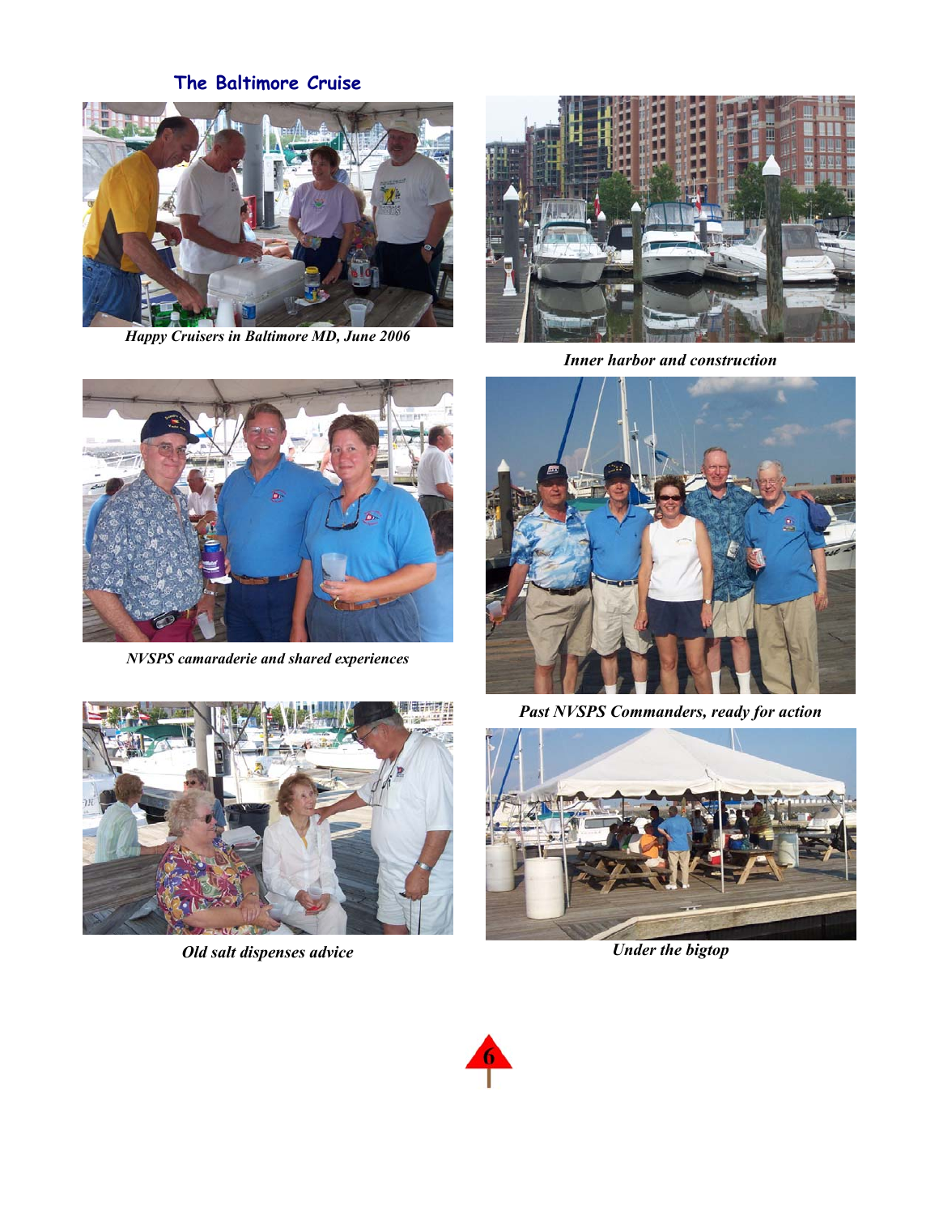## The Baltimore Cruise

*Happy Cruisers in Baltimore MD, June 2006*

*Inner harbor and construction*

*NVSPS camaraderie and shared experiences*

*Past NVSPS Commanders, ready for action*

*Old salt dispenses advice*

*Under the bigtop*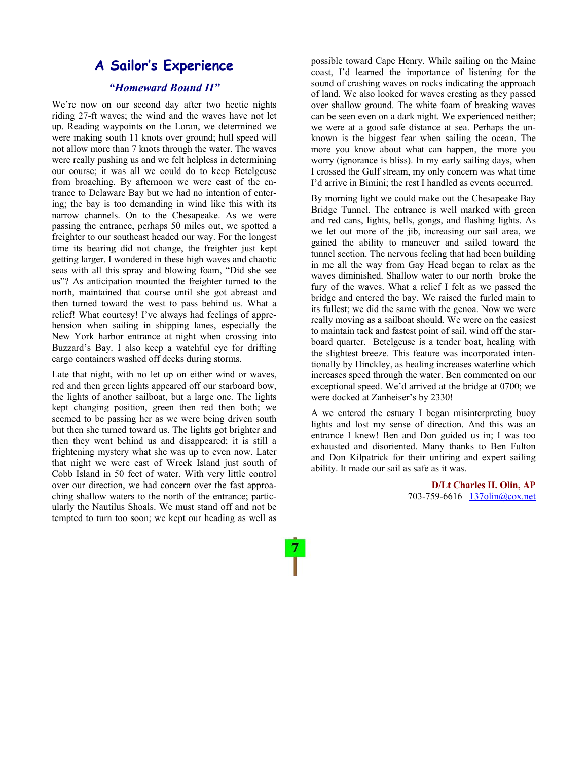# A Sailor's Experience

## *"Homeward Bound II"*

We're now on our second day after two hectic nights riding 27-ft waves; the wind and the waves have not let up. Reading waypoints on the Loran, we determined we were making south 11 knots over ground; hull speed will not allow more than 7 knots through the water. The waves were really pushing us and we felt helpless in determining our course; it was all we could do to keep Betelgeuse from broaching. By afternoon we were east of the entrance to Delaware Bay but we had no intention of entering; the bay is too demanding in wind like this with its narrow channels. On to the Chesapeake. As we were passing the entrance, perhaps 50 miles out, we spotted a freighter to our southeast headed our way. For the longest time its bearing did not change, the freighter just kept getting larger. I wondered in these high waves and chaotic seas with all this spray and blowing foam, "Did she see us"? As anticipation mounted the freighter turned to the north, maintained that course until she got abreast and then turned toward the west to pass behind us. What a relief! What courtesy! I've always had feelings of apprehension when sailing in shipping lanes, especially the New York harbor entrance at night when crossing into Buzzard's Bay. I also keep a watchful eye for drifting cargo containers washed off decks during storms.

Late that night, with no let up on either wind or waves, red and then green lights appeared off our starboard bow, the lights of another sailboat, but a large one. The lights kept changing position, green then red then both; we seemed to be passing her as we were being driven south but then she turned toward us. The lights got brighter and then they went behind us and disappeared; it is still a frightening mystery what she was up to even now. Later that night we were east of Wreck Island just south of Cobb Island in 50 feet of water. With very little control over our direction, we had concern over the fast approaching shallow waters to the north of the entrance; particularly the Nautilus Shoals. We must stand off and not be tempted to turn too soon; we kept our heading as well as possible toward Cape Henry. While sailing on the Maine coast, I'd learned the importance of listening for the sound of crashing waves on rocks indicating the approach of land. We also looked for waves cresting as they passed over shallow ground. The white foam of breaking waves can be seen even on a dark night. We experienced neither; we were at a good safe distance at sea. Perhaps the unknown is the biggest fear when sailing the ocean. The more you know about what can happen, the more you worry (ignorance is bliss). In my early sailing days, when I crossed the Gulf stream, my only concern was what time I'd arrive in Bimini; the rest I handled as events occurred.

By morning light we could make out the Chesapeake Bay Bridge Tunnel. The entrance is well marked with green and red cans, lights, bells, gongs, and flashing lights. As we let out more of the jib, increasing our sail area, we gained the ability to maneuver and sailed toward the tunnel section. The nervous feeling that had been building in me all the way from Gay Head began to relax as the waves diminished. Shallow water to our north broke the fury of the waves. What a relief I felt as we passed the bridge and entered the bay. We raised the furled main to its fullest; we did the same with the genoa. Now we were really moving as a sailboat should. We were on the easiest to maintain tack and fastest point of sail, wind off the starboard quarter. Betelgeuse is a tender boat, healing with the slightest breeze. This feature was incorporated intentionally by Hinckley, as healing increases waterline which increases speed through the water. Ben commented on our exceptional speed. We'd arrived at the bridge at 0700; we were docked at Zanheiser's by 2330!

A we entered the estuary I began misinterpreting buoy lights and lost my sense of direction. And this was an entrance I knew! Ben and Don guided us in; I was too exhausted and disoriented. Many thanks to Ben Fulton and Don Kilpatrick for their untiring and expert sailing ability. It made our sail as safe as it was.

**D/Lt Charles H. Olin, AP**
703-759-6616 137olin@cox.net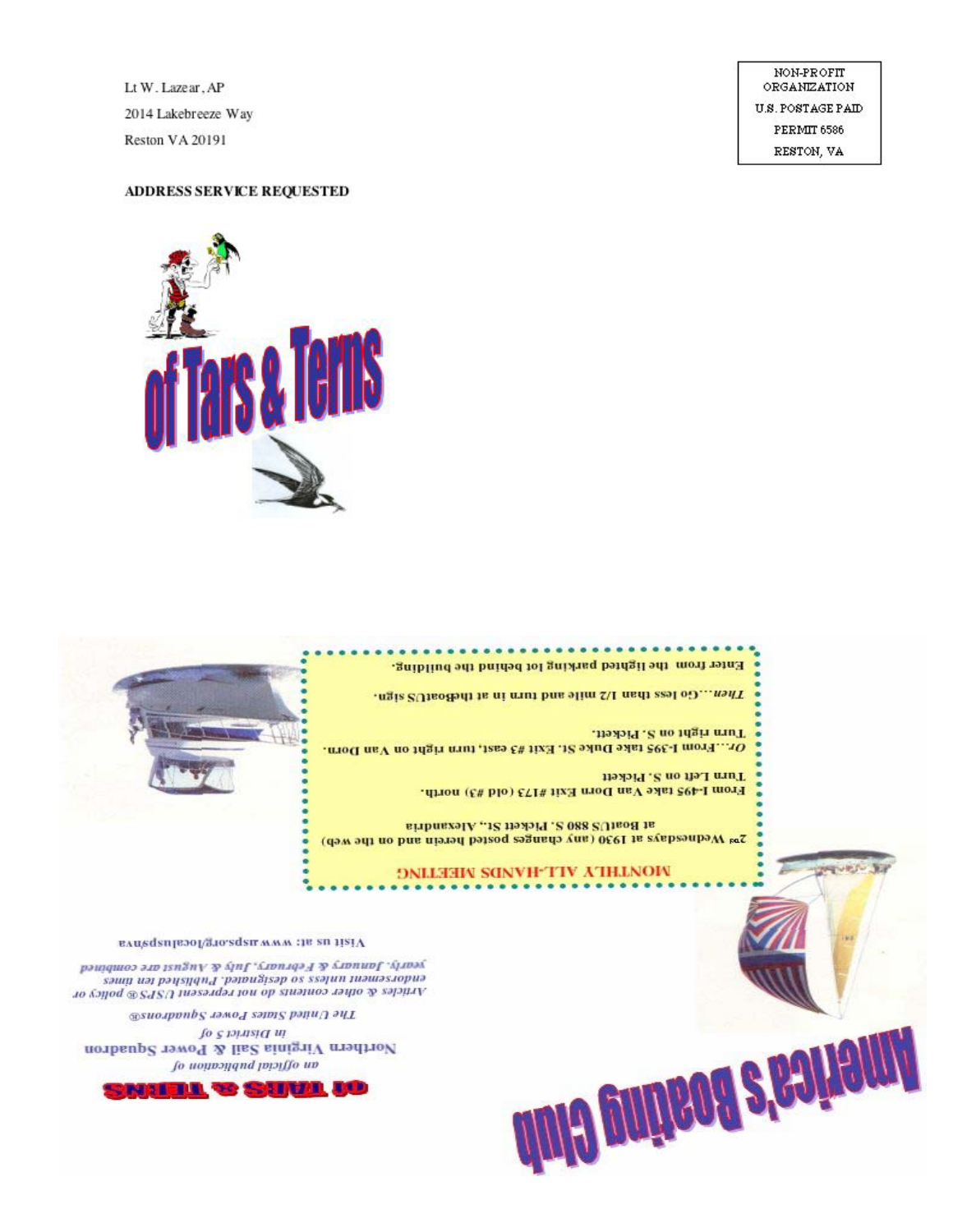Lt W. Lazear, AP

2014 Lakebreeze Way

Reston VA 20191

**ADDRESS SERVICE REQUESTED**

NON-PROFIT ORGANIZATION
U.S. POSTAGE PAID
PERMIT 6586
RESTON, VA

# of Tars & Terns

## MONTHLY ALL-HANDS MEETING

2nd Wednesdays at 1930 (any changes posted herein and on the web)
at BoatUS 880 S. Pickett St., Alexandria

From I-495 take Van Dorn Exit #173 (old #3) north.
Turn Left on S. Pickett

*Or*...From I-395 take Duke St. Exit #3 east, turn right on Van Dorn.
Turn right on S. Pickett.

*Then*...Go less than 1/2 mile and turn in at the BoatUS sign.

Enter from the lighted parking lot behind the building.

**of TARS & TERNS**

*an official publication of*
Northern Virginia Sail & Power Squadron
*in District 5 of*
*The United States Power Squadrons®*

*Articles & other contents do not represent USPS® policy or endorsement unless so designated. Published ten times yearly. January & February, July & August are combined*

Visit us at: www.usps.org/localusps/nva

# America's Boating Club